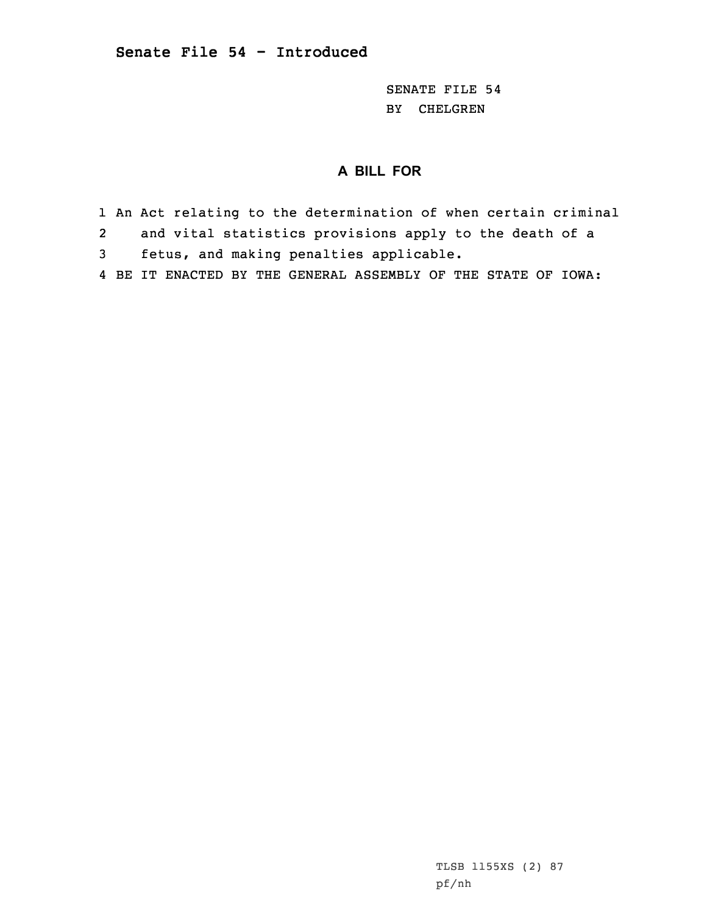## Senate File 54 - Introduced

SENATE FILE 54
BY CHELGREN

### A BILL FOR

1 An Act relating to the determination of when certain criminal
2 and vital statistics provisions apply to the death of a
3 fetus, and making penalties applicable.
4 BE IT ENACTED BY THE GENERAL ASSEMBLY OF THE STATE OF IOWA:

TLSB 1155XS (2) 87
pf/nh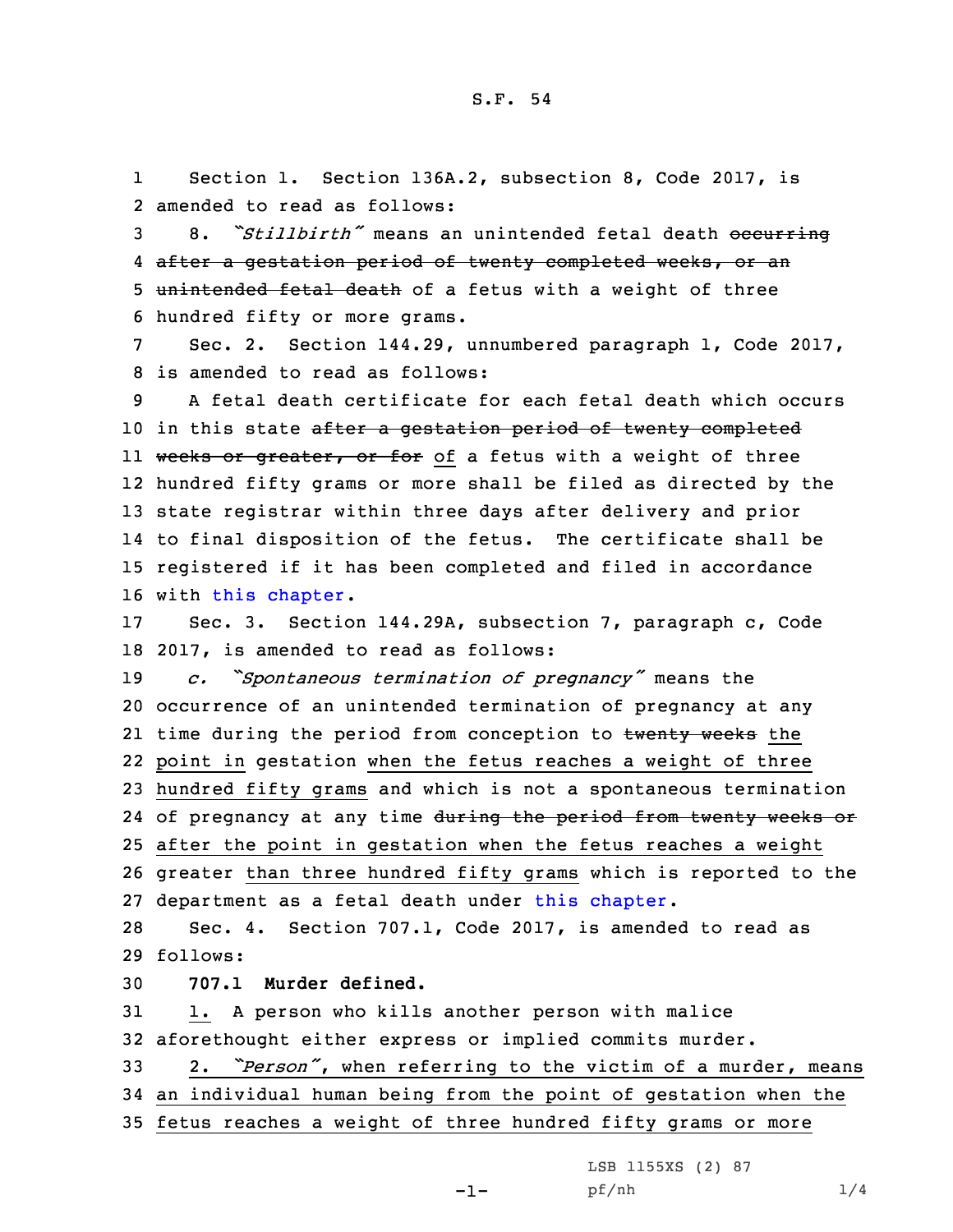S.F. 54

Section 1. Section 136A.2, subsection 8, Code 2017, is amended to read as follows:

8. *"Stillbirth"* means an unintended fetal death ~~occurring after a gestation period of twenty completed weeks, or an unintended fetal death~~ of a fetus with a weight of three hundred fifty or more grams.

Sec. 2. Section 144.29, unnumbered paragraph 1, Code 2017, is amended to read as follows:

A fetal death certificate for each fetal death which occurs in this state ~~after a gestation period of twenty completed weeks or greater, or for~~ <u>of</u> a fetus with a weight of three hundred fifty grams or more shall be filed as directed by the state registrar within three days after delivery and prior to final disposition of the fetus. The certificate shall be registered if it has been completed and filed in accordance with this chapter.

Sec. 3. Section 144.29A, subsection 7, paragraph c, Code 2017, is amended to read as follows:

*c. "Spontaneous termination of pregnancy"* means the occurrence of an unintended termination of pregnancy at any time during the period from conception to ~~twenty weeks~~ <u>the point in</u> gestation <u>when the fetus reaches a weight of three hundred fifty grams</u> and which is not a spontaneous termination of pregnancy at any time ~~during the period from twenty weeks or~~ after the point in gestation when the fetus reaches a weight greater <u>than three hundred fifty grams</u> which is reported to the department as a fetal death under this chapter.

Sec. 4. Section 707.1, Code 2017, is amended to read as follows:

**707.1 Murder defined.**

<u>1.</u> A person who kills another person with malice aforethought either express or implied commits murder.

<u>2. *"Person"*, when referring to the victim of a murder, means an individual human being from the point of gestation when the fetus reaches a weight of three hundred fifty grams or more</u>

LSB 1155XS (2) 87
pf/nh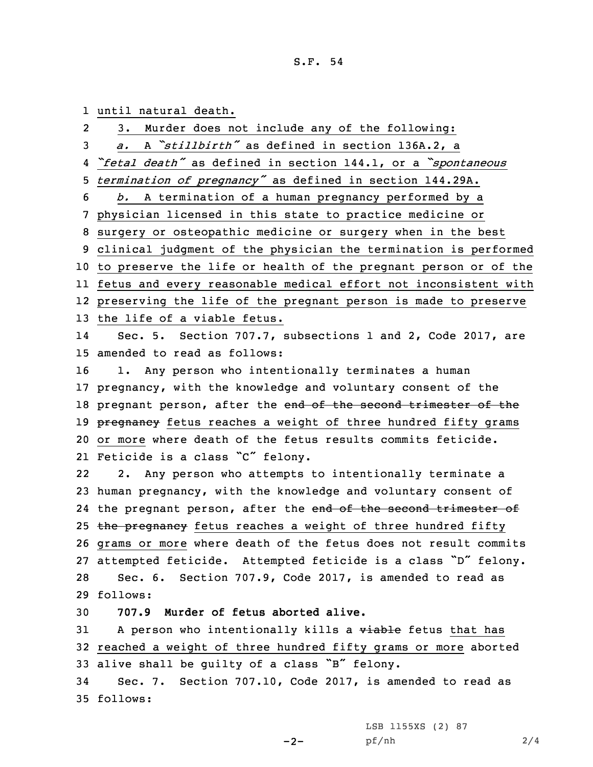until natural death.

3. Murder does not include any of the following:

*a.* A *"stillbirth"* as defined in section 136A.2, a *"fetal death"* as defined in section 144.1, or a *"spontaneous termination of pregnancy"* as defined in section 144.29A.

*b.* A termination of a human pregnancy performed by a physician licensed in this state to practice medicine or surgery or osteopathic medicine or surgery when in the best clinical judgment of the physician the termination is performed to preserve the life or health of the pregnant person or of the fetus and every reasonable medical effort not inconsistent with preserving the life of the pregnant person is made to preserve the life of a viable fetus.

Sec. 5. Section 707.7, subsections 1 and 2, Code 2017, are amended to read as follows:

1. Any person who intentionally terminates a human pregnancy, with the knowledge and voluntary consent of the pregnant person, after the ~~end of the second trimester of the pregnancy~~ fetus reaches a weight of three hundred fifty grams or more where death of the fetus results commits feticide. Feticide is a class "C" felony.

2. Any person who attempts to intentionally terminate a human pregnancy, with the knowledge and voluntary consent of the pregnant person, after the ~~end of the second trimester of the pregnancy~~ fetus reaches a weight of three hundred fifty grams or more where death of the fetus does not result commits attempted feticide. Attempted feticide is a class "D" felony.

Sec. 6. Section 707.9, Code 2017, is amended to read as follows:

**707.9 Murder of fetus aborted alive.**

A person who intentionally kills a ~~viable~~ fetus that has reached a weight of three hundred fifty grams or more aborted alive shall be guilty of a class "B" felony.

Sec. 7. Section 707.10, Code 2017, is amended to read as follows: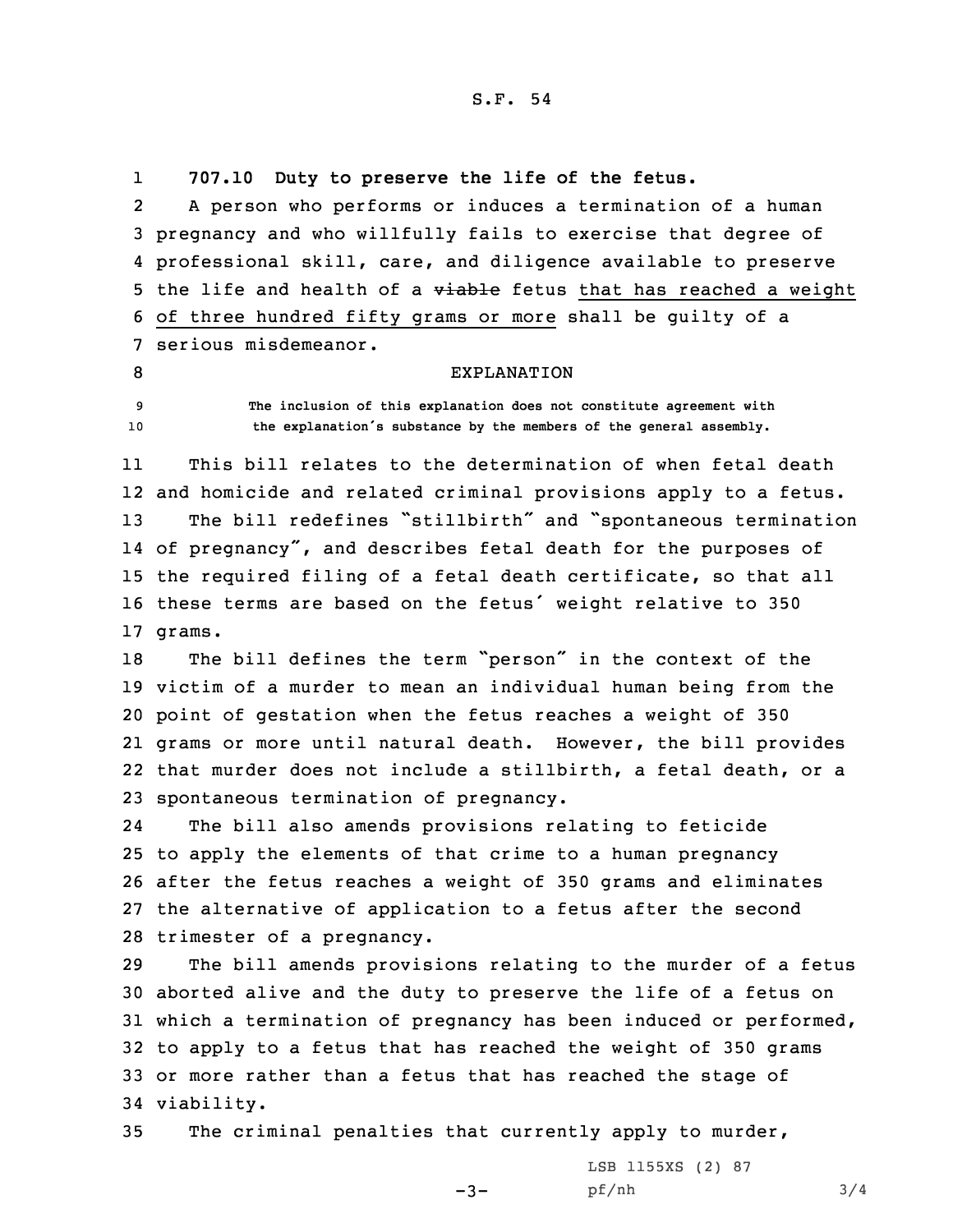**707.10 Duty to preserve the life of the fetus.**

A person who performs or induces a termination of a human pregnancy and who willfully fails to exercise that degree of professional skill, care, and diligence available to preserve the life and health of a ~~viable~~ fetus that has reached a weight of three hundred fifty grams or more shall be guilty of a serious misdemeanor.

EXPLANATION

The inclusion of this explanation does not constitute agreement with the explanation's substance by the members of the general assembly.

This bill relates to the determination of when fetal death and homicide and related criminal provisions apply to a fetus.

The bill redefines "stillbirth" and "spontaneous termination of pregnancy", and describes fetal death for the purposes of the required filing of a fetal death certificate, so that all these terms are based on the fetus' weight relative to 350 grams.

The bill defines the term "person" in the context of the victim of a murder to mean an individual human being from the point of gestation when the fetus reaches a weight of 350 grams or more until natural death. However, the bill provides that murder does not include a stillbirth, a fetal death, or a spontaneous termination of pregnancy.

The bill also amends provisions relating to feticide to apply the elements of that crime to a human pregnancy after the fetus reaches a weight of 350 grams and eliminates the alternative of application to a fetus after the second trimester of a pregnancy.

The bill amends provisions relating to the murder of a fetus aborted alive and the duty to preserve the life of a fetus on which a termination of pregnancy has been induced or performed, to apply to a fetus that has reached the weight of 350 grams or more rather than a fetus that has reached the stage of viability.

The criminal penalties that currently apply to murder,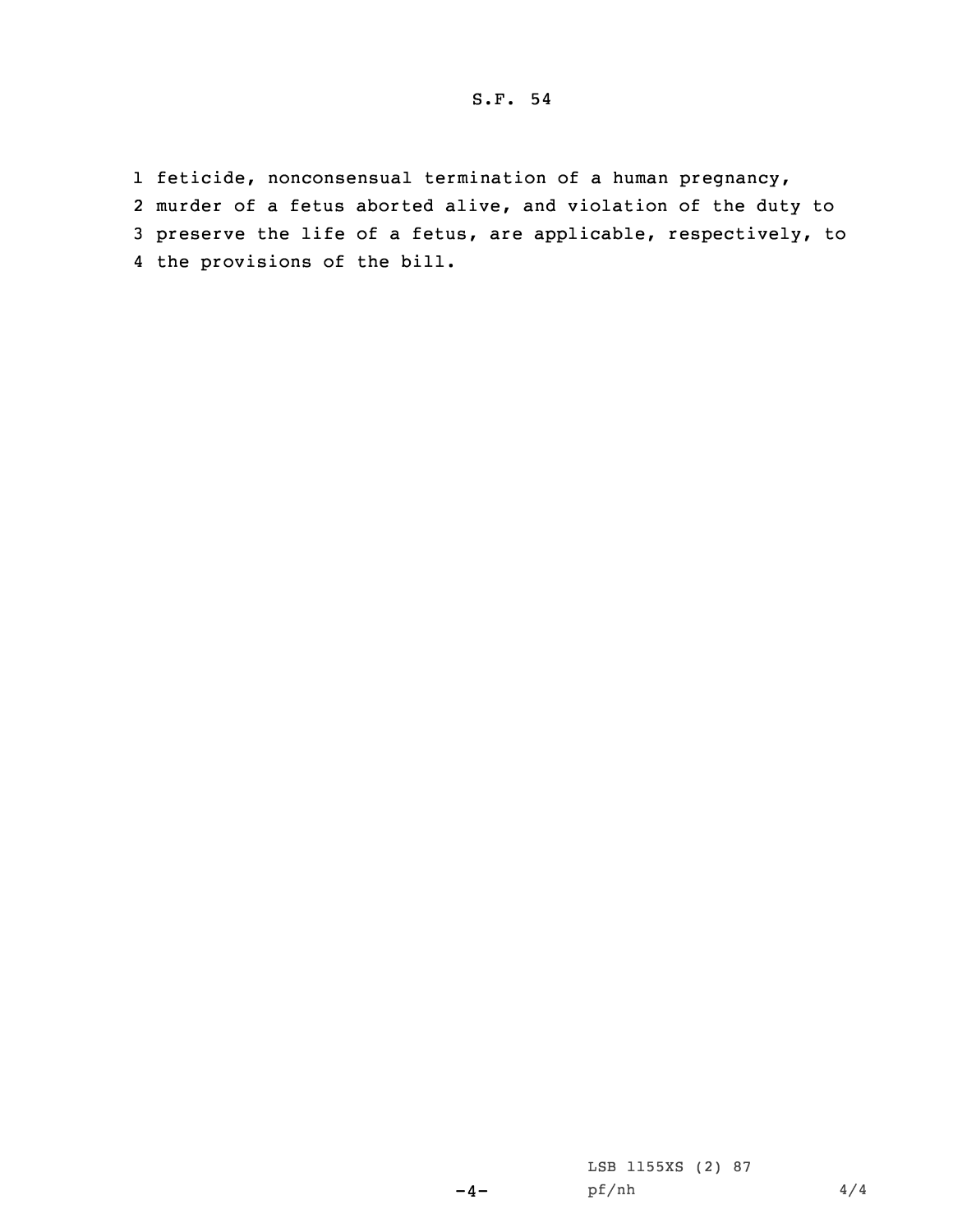feticide, nonconsensual termination of a human pregnancy, murder of a fetus aborted alive, and violation of the duty to preserve the life of a fetus, are applicable, respectively, to the provisions of the bill.